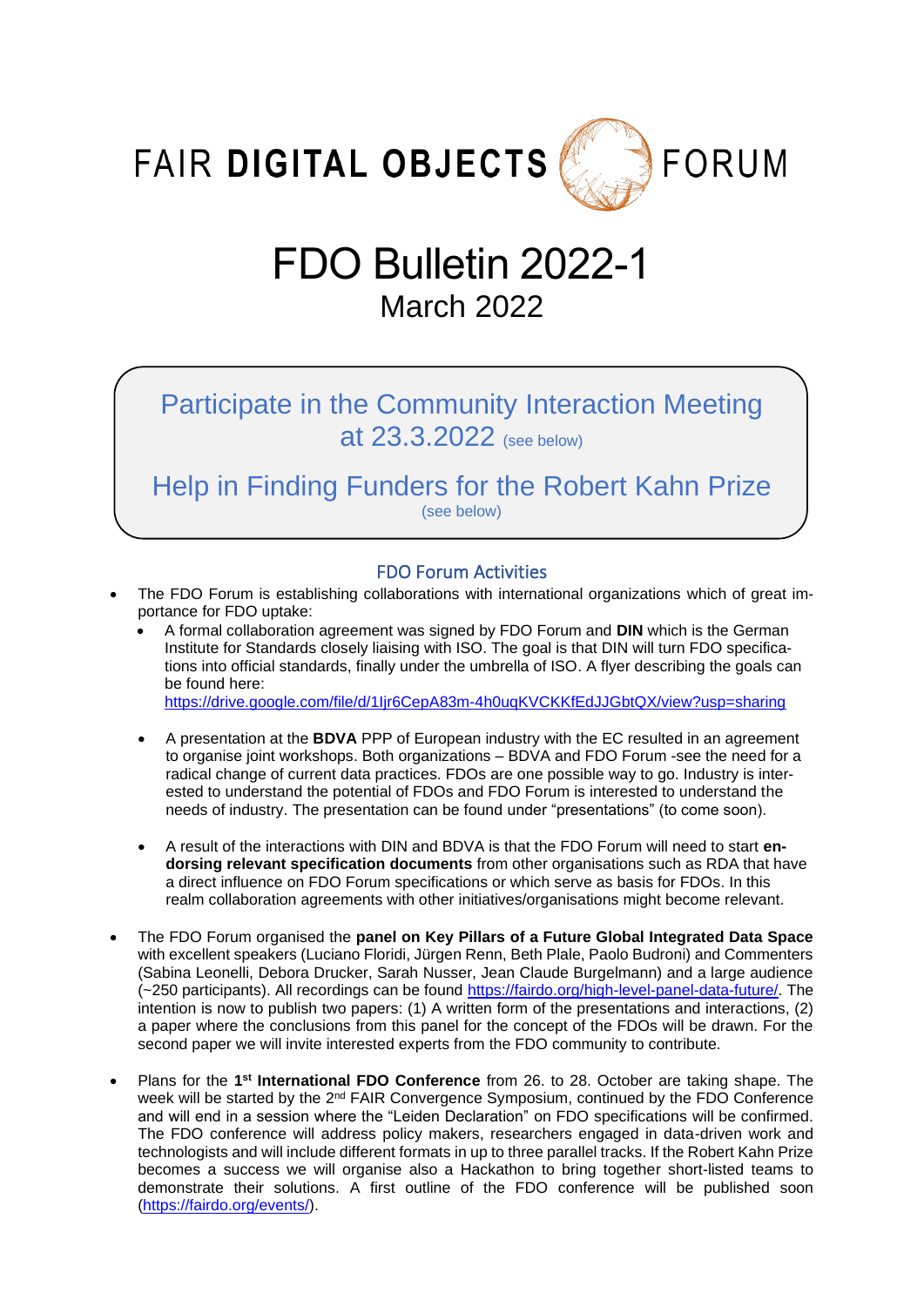FAIR **DIGITAL OBJECTS** FORUM

# FDO Bulletin 2022-1

March 2022

> **Participate in the Community Interaction Meeting at 23.3.2022** (see below)
>
> **Help in Finding Funders for the Robert Kahn Prize**
> (see below)

## FDO Forum Activities

- The FDO Forum is establishing collaborations with international organizations which of great importance for FDO uptake:
  - A formal collaboration agreement was signed by FDO Forum and **DIN** which is the German Institute for Standards closely liaising with ISO. The goal is that DIN will turn FDO specifications into official standards, finally under the umbrella of ISO. A flyer describing the goals can be found here: https://drive.google.com/file/d/1Ijr6CepA83m-4h0uqKVCKKfEdJJGbtQX/view?usp=sharing
  - A presentation at the **BDVA** PPP of European industry with the EC resulted in an agreement to organise joint workshops. Both organizations – BDVA and FDO Forum -see the need for a radical change of current data practices. FDOs are one possible way to go. Industry is interested to understand the potential of FDOs and FDO Forum is interested to understand the needs of industry. The presentation can be found under "presentations" (to come soon).
  - A result of the interactions with DIN and BDVA is that the FDO Forum will need to start **endorsing relevant specification documents** from other organisations such as RDA that have a direct influence on FDO Forum specifications or which serve as basis for FDOs. In this realm collaboration agreements with other initiatives/organisations might become relevant.
- The FDO Forum organised the **panel on Key Pillars of a Future Global Integrated Data Space** with excellent speakers (Luciano Floridi, Jürgen Renn, Beth Plale, Paolo Budroni) and Commenters (Sabina Leonelli, Debora Drucker, Sarah Nusser, Jean Claude Burgelmann) and a large audience (~250 participants). All recordings can be found https://fairdo.org/high-level-panel-data-future/. The intention is now to publish two papers: (1) A written form of the presentations and interactions, (2) a paper where the conclusions from this panel for the concept of the FDOs will be drawn. For the second paper we will invite interested experts from the FDO community to contribute.
- Plans for the **1st International FDO Conference** from 26. to 28. October are taking shape. The week will be started by the 2nd FAIR Convergence Symposium, continued by the FDO Conference and will end in a session where the "Leiden Declaration" on FDO specifications will be confirmed. The FDO conference will address policy makers, researchers engaged in data-driven work and technologists and will include different formats in up to three parallel tracks. If the Robert Kahn Prize becomes a success we will organise also a Hackathon to bring together short-listed teams to demonstrate their solutions. A first outline of the FDO conference will be published soon (https://fairdo.org/events/).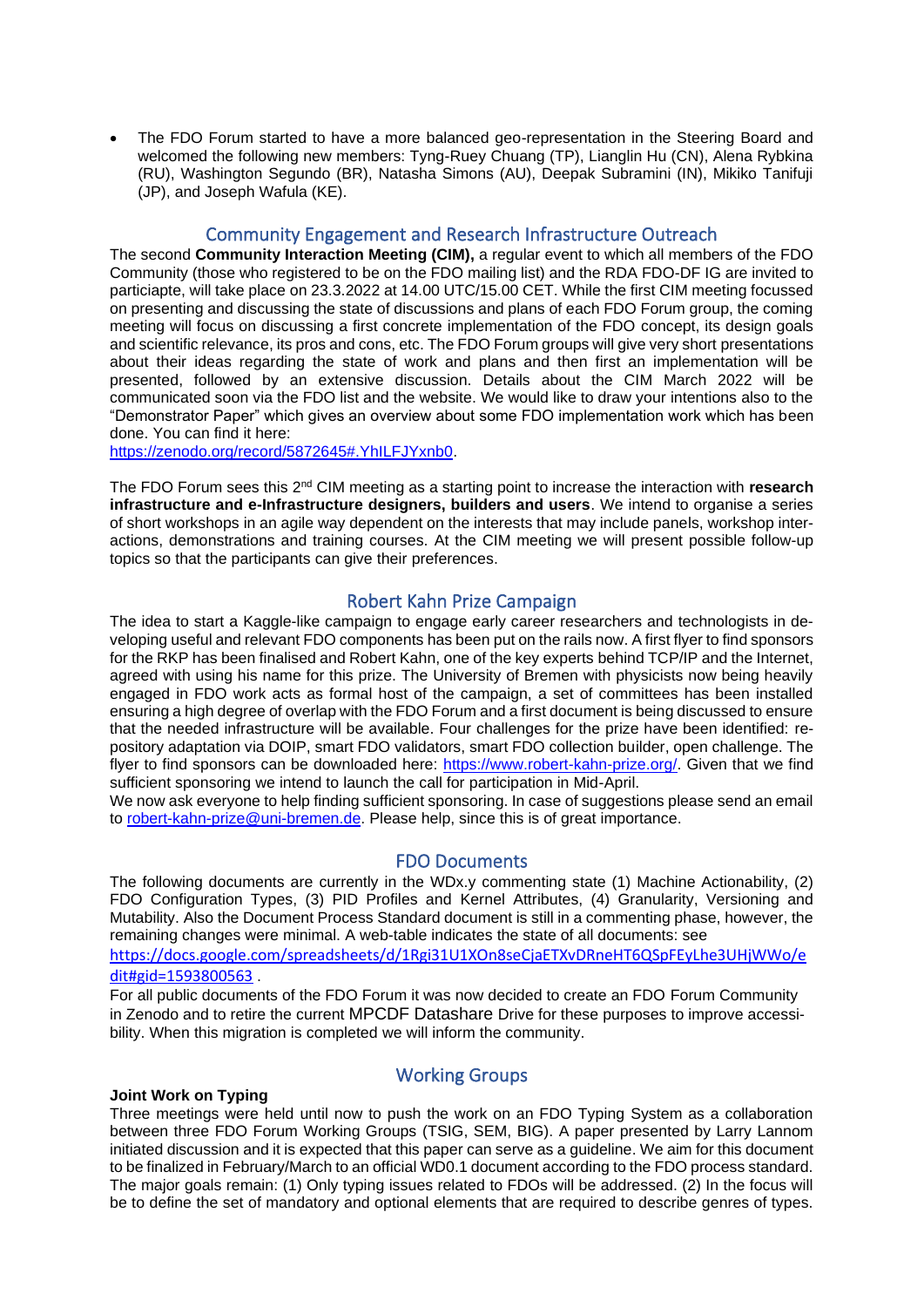- The FDO Forum started to have a more balanced geo-representation in the Steering Board and welcomed the following new members: Tyng-Ruey Chuang (TP), Lianglin Hu (CN), Alena Rybkina (RU), Washington Segundo (BR), Natasha Simons (AU), Deepak Subramini (IN), Mikiko Tanifuji (JP), and Joseph Wafula (KE).

## Community Engagement and Research Infrastructure Outreach

The second **Community Interaction Meeting (CIM),** a regular event to which all members of the FDO Community (those who registered to be on the FDO mailing list) and the RDA FDO-DF IG are invited to particiapte, will take place on 23.3.2022 at 14.00 UTC/15.00 CET. While the first CIM meeting focussed on presenting and discussing the state of discussions and plans of each FDO Forum group, the coming meeting will focus on discussing a first concrete implementation of the FDO concept, its design goals and scientific relevance, its pros and cons, etc. The FDO Forum groups will give very short presentations about their ideas regarding the state of work and plans and then first an implementation will be presented, followed by an extensive discussion. Details about the CIM March 2022 will be communicated soon via the FDO list and the website. We would like to draw your intentions also to the "Demonstrator Paper" which gives an overview about some FDO implementation work which has been done. You can find it here:
https://zenodo.org/record/5872645#.YhILFJYxnb0.

The FDO Forum sees this 2nd CIM meeting as a starting point to increase the interaction with **research infrastructure and e-Infrastructure designers, builders and users**. We intend to organise a series of short workshops in an agile way dependent on the interests that may include panels, workshop interactions, demonstrations and training courses. At the CIM meeting we will present possible follow-up topics so that the participants can give their preferences.

## Robert Kahn Prize Campaign

The idea to start a Kaggle-like campaign to engage early career researchers and technologists in developing useful and relevant FDO components has been put on the rails now. A first flyer to find sponsors for the RKP has been finalised and Robert Kahn, one of the key experts behind TCP/IP and the Internet, agreed with using his name for this prize. The University of Bremen with physicists now being heavily engaged in FDO work acts as formal host of the campaign, a set of committees has been installed ensuring a high degree of overlap with the FDO Forum and a first document is being discussed to ensure that the needed infrastructure will be available. Four challenges for the prize have been identified: repository adaptation via DOIP, smart FDO validators, smart FDO collection builder, open challenge. The flyer to find sponsors can be downloaded here: https://www.robert-kahn-prize.org/. Given that we find sufficient sponsoring we intend to launch the call for participation in Mid-April.
We now ask everyone to help finding sufficient sponsoring. In case of suggestions please send an email to robert-kahn-prize@uni-bremen.de. Please help, since this is of great importance.

## FDO Documents

The following documents are currently in the WDx.y commenting state (1) Machine Actionability, (2) FDO Configuration Types, (3) PID Profiles and Kernel Attributes, (4) Granularity, Versioning and Mutability. Also the Document Process Standard document is still in a commenting phase, however, the remaining changes were minimal. A web-table indicates the state of all documents: see
https://docs.google.com/spreadsheets/d/1Rgi31U1XOn8seCjaETXvDRneHT6QSpFEyLhe3UHjWWo/edit#gid=1593800563 .
For all public documents of the FDO Forum it was now decided to create an FDO Forum Community in Zenodo and to retire the current MPCDF Datashare Drive for these purposes to improve accessibility. When this migration is completed we will inform the community.

## Working Groups

**Joint Work on Typing**

Three meetings were held until now to push the work on an FDO Typing System as a collaboration between three FDO Forum Working Groups (TSIG, SEM, BIG). A paper presented by Larry Lannom initiated discussion and it is expected that this paper can serve as a guideline. We aim for this document to be finalized in February/March to an official WD0.1 document according to the FDO process standard. The major goals remain: (1) Only typing issues related to FDOs will be addressed. (2) In the focus will be to define the set of mandatory and optional elements that are required to describe genres of types.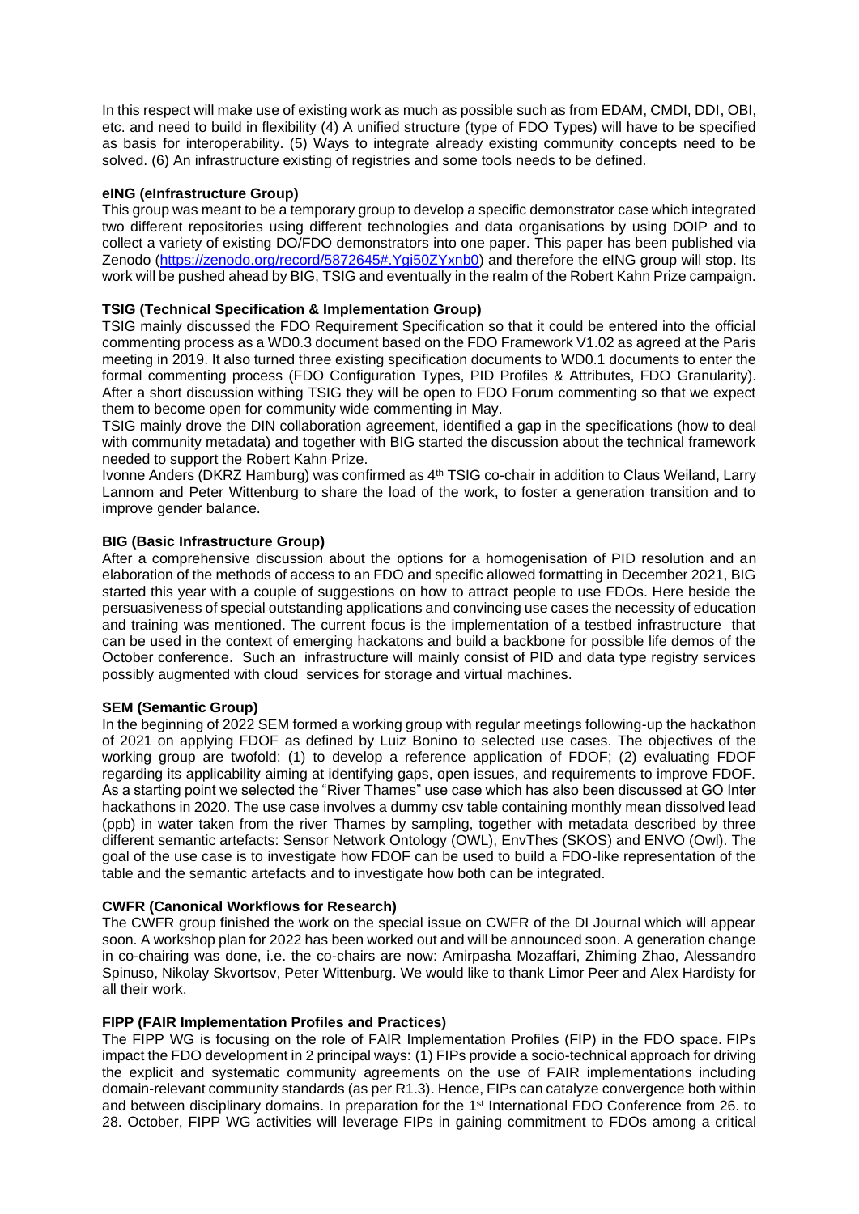In this respect will make use of existing work as much as possible such as from EDAM, CMDI, DDI, OBI, etc. and need to build in flexibility (4) A unified structure (type of FDO Types) will have to be specified as basis for interoperability. (5) Ways to integrate already existing community concepts need to be solved. (6) An infrastructure existing of registries and some tools needs to be defined.

**eING (eInfrastructure Group)**

This group was meant to be a temporary group to develop a specific demonstrator case which integrated two different repositories using different technologies and data organisations by using DOIP and to collect a variety of existing DO/FDO demonstrators into one paper. This paper has been published via Zenodo (https://zenodo.org/record/5872645#.Ygi50ZYxnb0) and therefore the eING group will stop. Its work will be pushed ahead by BIG, TSIG and eventually in the realm of the Robert Kahn Prize campaign.

**TSIG (Technical Specification & Implementation Group)**

TSIG mainly discussed the FDO Requirement Specification so that it could be entered into the official commenting process as a WD0.3 document based on the FDO Framework V1.02 as agreed at the Paris meeting in 2019. It also turned three existing specification documents to WD0.1 documents to enter the formal commenting process (FDO Configuration Types, PID Profiles & Attributes, FDO Granularity). After a short discussion within TSIG they will be open to FDO Forum commenting so that we expect them to become open for community wide commenting in May.

TSIG mainly drove the DIN collaboration agreement, identified a gap in the specifications (how to deal with community metadata) and together with BIG started the discussion about the technical framework needed to support the Robert Kahn Prize.

Ivonne Anders (DKRZ Hamburg) was confirmed as 4th TSIG co-chair in addition to Claus Weiland, Larry Lannom and Peter Wittenburg to share the load of the work, to foster a generation transition and to improve gender balance.

**BIG (Basic Infrastructure Group)**

After a comprehensive discussion about the options for a homogenisation of PID resolution and an elaboration of the methods of access to an FDO and specific allowed formatting in December 2021, BIG started this year with a couple of suggestions on how to attract people to use FDOs. Here beside the persuasiveness of special outstanding applications and convincing use cases the necessity of education and training was mentioned. The current focus is the implementation of a testbed infrastructure that can be used in the context of emerging hackatons and build a backbone for possible life demos of the October conference. Such an infrastructure will mainly consist of PID and data type registry services possibly augmented with cloud services for storage and virtual machines.

**SEM (Semantic Group)**

In the beginning of 2022 SEM formed a working group with regular meetings following-up the hackathon of 2021 on applying FDOF as defined by Luiz Bonino to selected use cases. The objectives of the working group are twofold: (1) to develop a reference application of FDOF; (2) evaluating FDOF regarding its applicability aiming at identifying gaps, open issues, and requirements to improve FDOF. As a starting point we selected the "River Thames" use case which has also been discussed at GO Inter hackathons in 2020. The use case involves a dummy csv table containing monthly mean dissolved lead (ppb) in water taken from the river Thames by sampling, together with metadata described by three different semantic artefacts: Sensor Network Ontology (OWL), EnvThes (SKOS) and ENVO (Owl). The goal of the use case is to investigate how FDOF can be used to build a FDO-like representation of the table and the semantic artefacts and to investigate how both can be integrated.

**CWFR (Canonical Workflows for Research)**

The CWFR group finished the work on the special issue on CWFR of the DI Journal which will appear soon. A workshop plan for 2022 has been worked out and will be announced soon. A generation change in co-chairing was done, i.e. the co-chairs are now: Amirpasha Mozaffari, Zhiming Zhao, Alessandro Spinuso, Nikolay Skvortsov, Peter Wittenburg. We would like to thank Limor Peer and Alex Hardisty for all their work.

**FIPP (FAIR Implementation Profiles and Practices)**

The FIPP WG is focusing on the role of FAIR Implementation Profiles (FIP) in the FDO space. FIPs impact the FDO development in 2 principal ways: (1) FIPs provide a socio-technical approach for driving the explicit and systematic community agreements on the use of FAIR implementations including domain-relevant community standards (as per R1.3). Hence, FIPs can catalyze convergence both within and between disciplinary domains. In preparation for the 1st International FDO Conference from 26. to 28. October, FIPP WG activities will leverage FIPs in gaining commitment to FDOs among a critical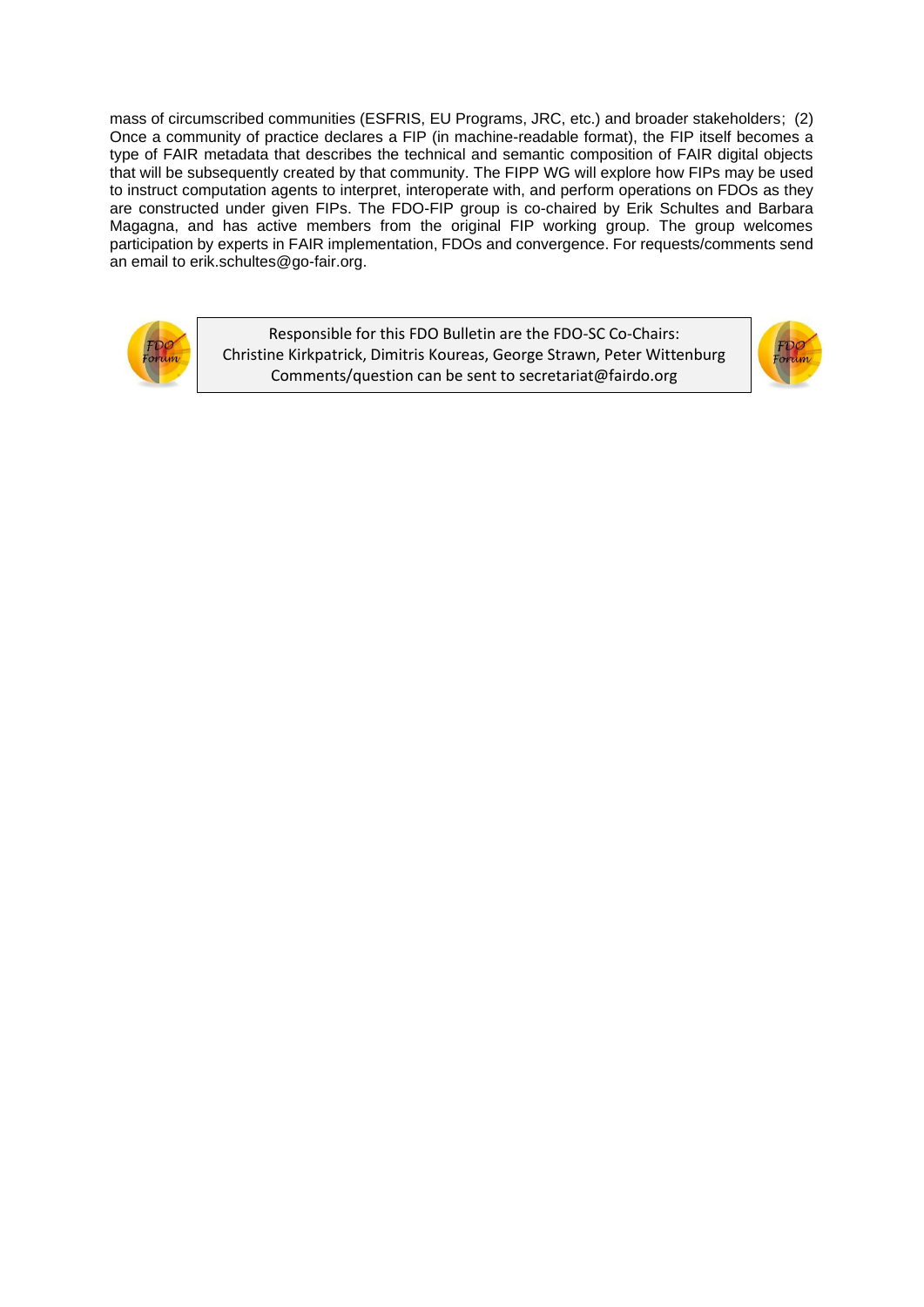mass of circumscribed communities (ESFRIS, EU Programs, JRC, etc.) and broader stakeholders; (2) Once a community of practice declares a FIP (in machine-readable format), the FIP itself becomes a type of FAIR metadata that describes the technical and semantic composition of FAIR digital objects that will be subsequently created by that community. The FIPP WG will explore how FIPs may be used to instruct computation agents to interpret, interoperate with, and perform operations on FDOs as they are constructed under given FIPs. The FDO-FIP group is co-chaired by Erik Schultes and Barbara Magagna, and has active members from the original FIP working group. The group welcomes participation by experts in FAIR implementation, FDOs and convergence. For requests/comments send an email to erik.schultes@go-fair.org.

Responsible for this FDO Bulletin are the FDO-SC Co-Chairs:
Christine Kirkpatrick, Dimitris Koureas, George Strawn, Peter Wittenburg
Comments/question can be sent to secretariat@fairdo.org